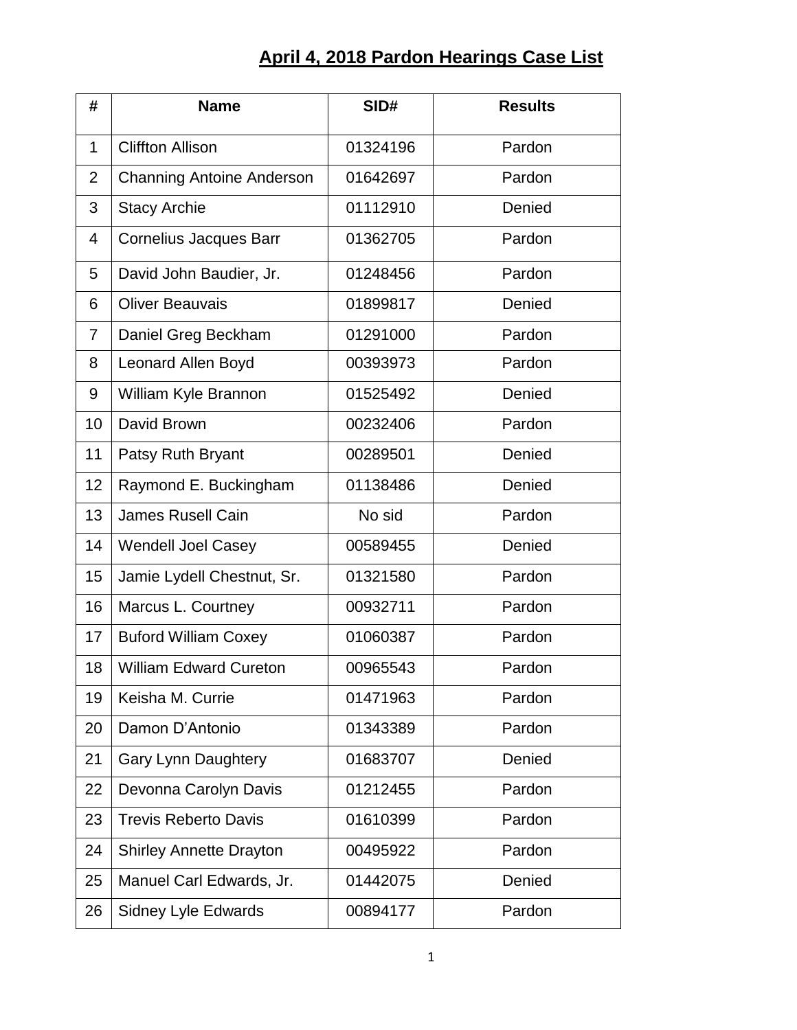# April 4, 2018 Pardon Hearings Case List

| # | Name | SID# | Results |
|---|---|---|---|
| 1 | Cliffton Allison | 01324196 | Pardon |
| 2 | Channing Antoine Anderson | 01642697 | Pardon |
| 3 | Stacy Archie | 01112910 | Denied |
| 4 | Cornelius Jacques Barr | 01362705 | Pardon |
| 5 | David John Baudier, Jr. | 01248456 | Pardon |
| 6 | Oliver Beauvais | 01899817 | Denied |
| 7 | Daniel Greg Beckham | 01291000 | Pardon |
| 8 | Leonard Allen Boyd | 00393973 | Pardon |
| 9 | William Kyle Brannon | 01525492 | Denied |
| 10 | David Brown | 00232406 | Pardon |
| 11 | Patsy Ruth Bryant | 00289501 | Denied |
| 12 | Raymond E. Buckingham | 01138486 | Denied |
| 13 | James Rusell Cain | No sid | Pardon |
| 14 | Wendell Joel Casey | 00589455 | Denied |
| 15 | Jamie Lydell Chestnut, Sr. | 01321580 | Pardon |
| 16 | Marcus L. Courtney | 00932711 | Pardon |
| 17 | Buford William Coxey | 01060387 | Pardon |
| 18 | William Edward Cureton | 00965543 | Pardon |
| 19 | Keisha M. Currie | 01471963 | Pardon |
| 20 | Damon D'Antonio | 01343389 | Pardon |
| 21 | Gary Lynn Daughtery | 01683707 | Denied |
| 22 | Devonna Carolyn Davis | 01212455 | Pardon |
| 23 | Trevis Reberto Davis | 01610399 | Pardon |
| 24 | Shirley Annette Drayton | 00495922 | Pardon |
| 25 | Manuel Carl Edwards, Jr. | 01442075 | Denied |
| 26 | Sidney Lyle Edwards | 00894177 | Pardon |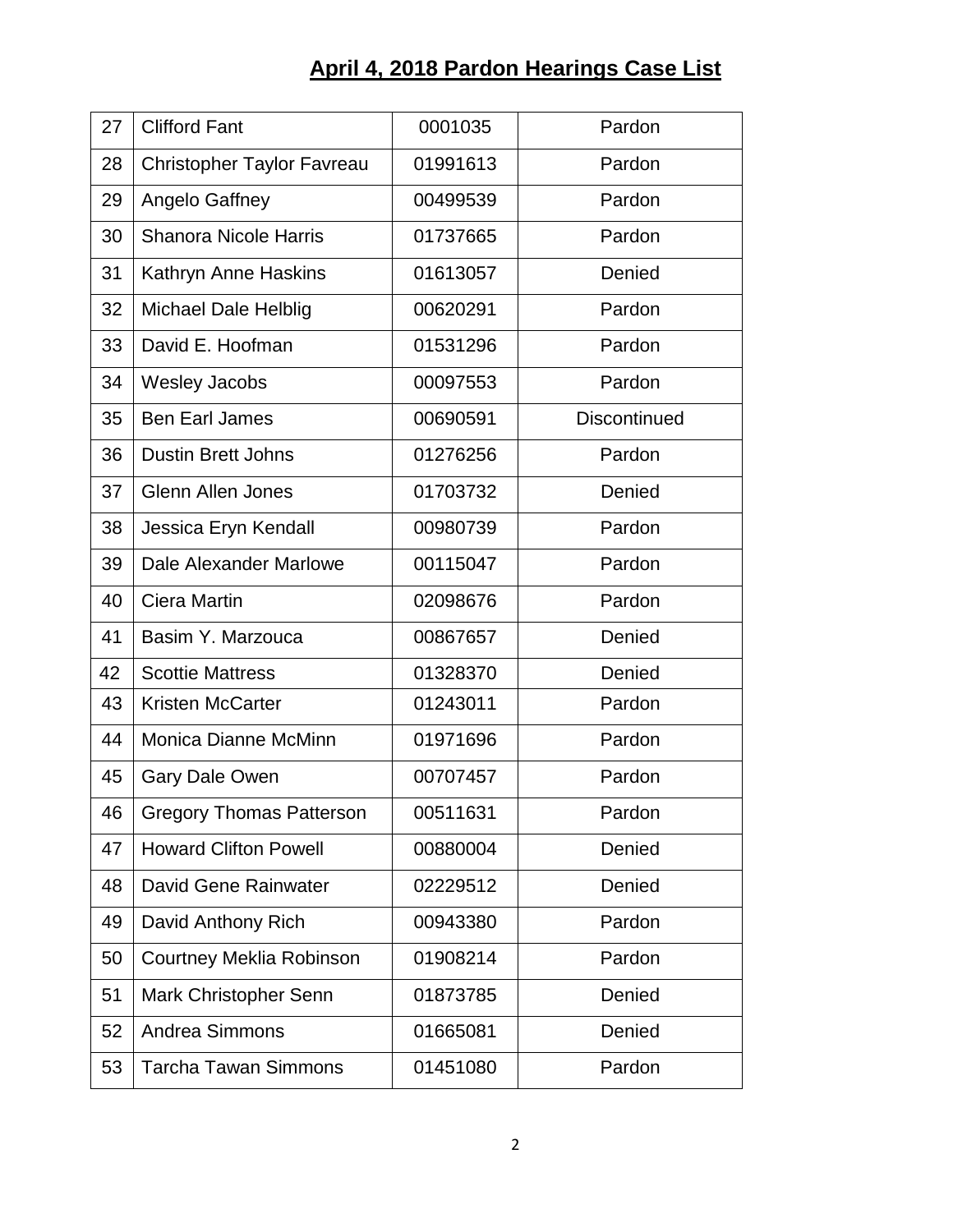## April 4, 2018 Pardon Hearings Case List

| | | | |
|---|---|---|---|
| 27 | Clifford Fant | 0001035 | Pardon |
| 28 | Christopher Taylor Favreau | 01991613 | Pardon |
| 29 | Angelo Gaffney | 00499539 | Pardon |
| 30 | Shanora Nicole Harris | 01737665 | Pardon |
| 31 | Kathryn Anne Haskins | 01613057 | Denied |
| 32 | Michael Dale Helblig | 00620291 | Pardon |
| 33 | David E. Hoofman | 01531296 | Pardon |
| 34 | Wesley Jacobs | 00097553 | Pardon |
| 35 | Ben Earl James | 00690591 | Discontinued |
| 36 | Dustin Brett Johns | 01276256 | Pardon |
| 37 | Glenn Allen Jones | 01703732 | Denied |
| 38 | Jessica Eryn Kendall | 00980739 | Pardon |
| 39 | Dale Alexander Marlowe | 00115047 | Pardon |
| 40 | Ciera Martin | 02098676 | Pardon |
| 41 | Basim Y. Marzouca | 00867657 | Denied |
| 42 | Scottie Mattress | 01328370 | Denied |
| 43 | Kristen McCarter | 01243011 | Pardon |
| 44 | Monica Dianne McMinn | 01971696 | Pardon |
| 45 | Gary Dale Owen | 00707457 | Pardon |
| 46 | Gregory Thomas Patterson | 00511631 | Pardon |
| 47 | Howard Clifton Powell | 00880004 | Denied |
| 48 | David Gene Rainwater | 02229512 | Denied |
| 49 | David Anthony Rich | 00943380 | Pardon |
| 50 | Courtney Meklia Robinson | 01908214 | Pardon |
| 51 | Mark Christopher Senn | 01873785 | Denied |
| 52 | Andrea Simmons | 01665081 | Denied |
| 53 | Tarcha Tawan Simmons | 01451080 | Pardon |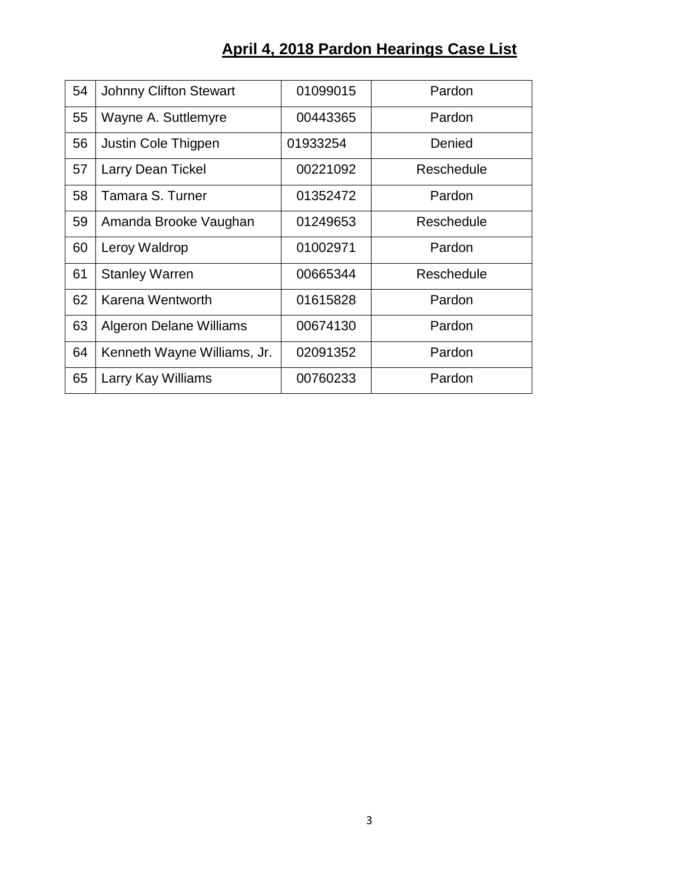## April 4, 2018 Pardon Hearings Case List

| | | | |
|---|---|---|---|
| 54 | Johnny Clifton Stewart | 01099015 | Pardon |
| 55 | Wayne A. Suttlemyre | 00443365 | Pardon |
| 56 | Justin Cole Thigpen | 01933254 | Denied |
| 57 | Larry Dean Tickel | 00221092 | Reschedule |
| 58 | Tamara S. Turner | 01352472 | Pardon |
| 59 | Amanda Brooke Vaughan | 01249653 | Reschedule |
| 60 | Leroy Waldrop | 01002971 | Pardon |
| 61 | Stanley Warren | 00665344 | Reschedule |
| 62 | Karena Wentworth | 01615828 | Pardon |
| 63 | Algeron Delane Williams | 00674130 | Pardon |
| 64 | Kenneth Wayne Williams, Jr. | 02091352 | Pardon |
| 65 | Larry Kay Williams | 00760233 | Pardon |